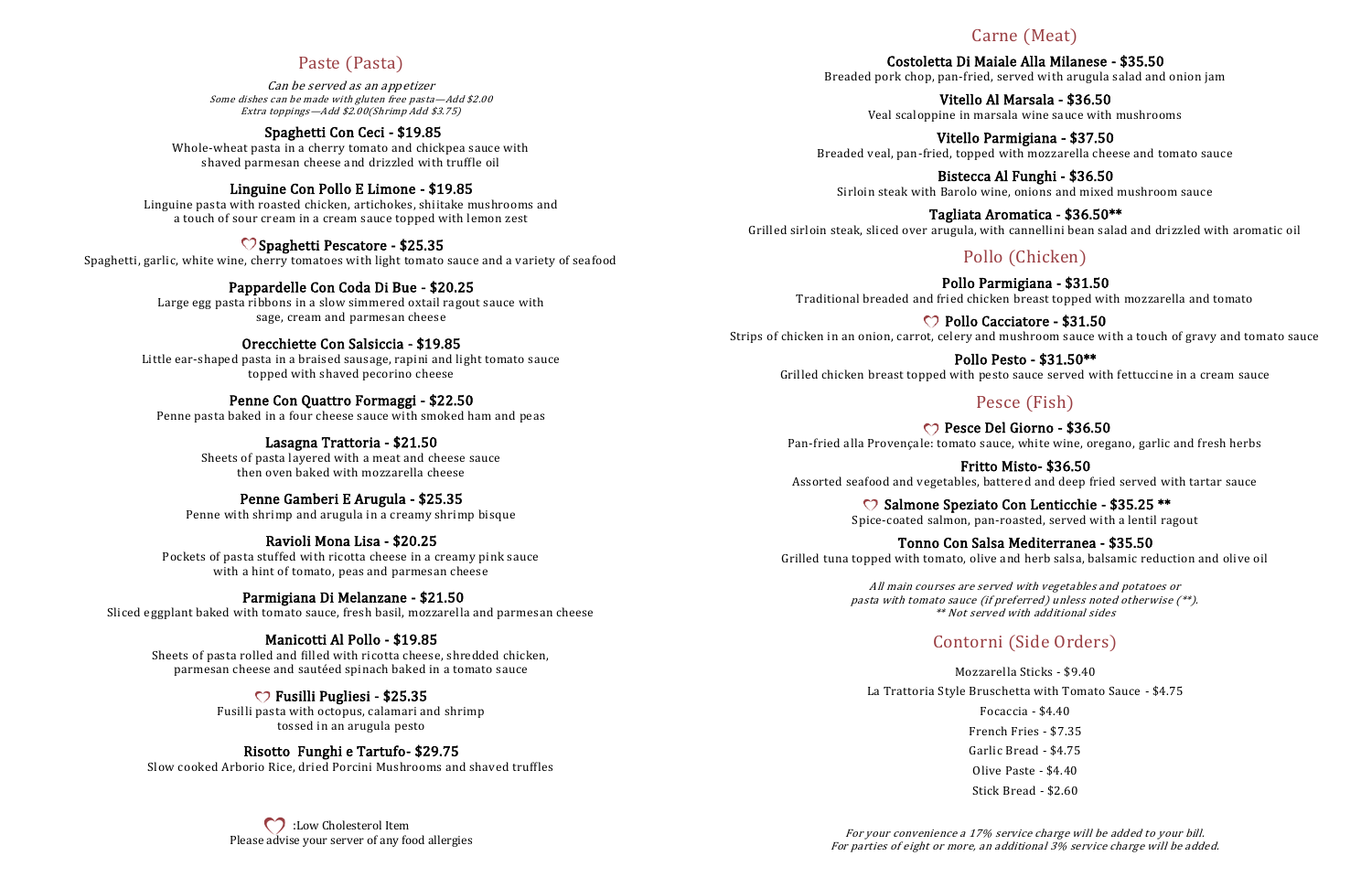## Paste (Pasta)

*Can be served as an appetizer*
*Some dishes can be made with gluten free pasta—Add $2.00*
*Extra toppings—Add $2.00(Shrimp Add $3.75)*

**Spaghetti Con Ceci - $19.85**
Whole-wheat pasta in a cherry tomato and chickpea sauce with shaved parmesan cheese and drizzled with truffle oil

**Linguine Con Pollo E Limone - $19.85**
Linguine pasta with roasted chicken, artichokes, shiitake mushrooms and a touch of sour cream in a cream sauce topped with lemon zest

♡ **Spaghetti Pescatore - $25.35**
Spaghetti, garlic, white wine, cherry tomatoes with light tomato sauce and a variety of seafood

**Pappardelle Con Coda Di Bue - $20.25**
Large egg pasta ribbons in a slow simmered oxtail ragout sauce with sage, cream and parmesan cheese

**Orecchiette Con Salsiccia - $19.85**
Little ear-shaped pasta in a braised sausage, rapini and light tomato sauce topped with shaved pecorino cheese

**Penne Con Quattro Formaggi - $22.50**
Penne pasta baked in a four cheese sauce with smoked ham and peas

**Lasagna Trattoria - $21.50**
Sheets of pasta layered with a meat and cheese sauce then oven baked with mozzarella cheese

**Penne Gamberi E Arugula - $25.35**
Penne with shrimp and arugula in a creamy shrimp bisque

**Ravioli Mona Lisa - $20.25**
Pockets of pasta stuffed with ricotta cheese in a creamy pink sauce with a hint of tomato, peas and parmesan cheese

**Parmigiana Di Melanzane - $21.50**
Sliced eggplant baked with tomato sauce, fresh basil, mozzarella and parmesan cheese

**Manicotti Al Pollo - $19.85**
Sheets of pasta rolled and filled with ricotta cheese, shredded chicken, parmesan cheese and sautéed spinach baked in a tomato sauce

♡ **Fusilli Pugliesi - $25.35**
Fusilli pasta with octopus, calamari and shrimp tossed in an arugula pesto

**Risotto Funghi e Tartufo- $29.75**
Slow cooked Arborio Rice, dried Porcini Mushrooms and shaved truffles

♡ :Low Cholesterol Item
Please advise your server of any food allergies

## Carne (Meat)

**Costoletta Di Maiale Alla Milanese - $35.50**
Breaded pork chop, pan-fried, served with arugula salad and onion jam

**Vitello Al Marsala - $36.50**
Veal scaloppine in marsala wine sauce with mushrooms

**Vitello Parmigiana - $37.50**
Breaded veal, pan-fried, topped with mozzarella cheese and tomato sauce

**Bistecca Al Funghi - $36.50**
Sirloin steak with Barolo wine, onions and mixed mushroom sauce

**Tagliata Aromatica - $36.50****
Grilled sirloin steak, sliced over arugula, with cannellini bean salad and drizzled with aromatic oil

## Pollo (Chicken)

**Pollo Parmigiana - $31.50**
Traditional breaded and fried chicken breast topped with mozzarella and tomato

♡ **Pollo Cacciatore - $31.50**
Strips of chicken in an onion, carrot, celery and mushroom sauce with a touch of gravy and tomato sauce

**Pollo Pesto - $31.50****
Grilled chicken breast topped with pesto sauce served with fettuccine in a cream sauce

## Pesce (Fish)

♡ **Pesce Del Giorno - $36.50**
Pan-fried alla Provençale: tomato sauce, white wine, oregano, garlic and fresh herbs

**Fritto Misto- $36.50**
Assorted seafood and vegetables, battered and deep fried served with tartar sauce

♡ **Salmone Speziato Con Lenticchie - $35.25 ****
Spice-coated salmon, pan-roasted, served with a lentil ragout

**Tonno Con Salsa Mediterranea - $35.50**
Grilled tuna topped with tomato, olive and herb salsa, balsamic reduction and olive oil

*All main courses are served with vegetables and potatoes or pasta with tomato sauce (if preferred) unless noted otherwise (**).*
*** Not served with additional sides*

## Contorni (Side Orders)

Mozzarella Sticks - $9.40

La Trattoria Style Bruschetta with Tomato Sauce - $4.75

Focaccia - $4.40

French Fries - $7.35

Garlic Bread - $4.75

Olive Paste - $4.40

Stick Bread - $2.60

*For your convenience a 17% service charge will be added to your bill.*
*For parties of eight or more, an additional 3% service charge will be added.*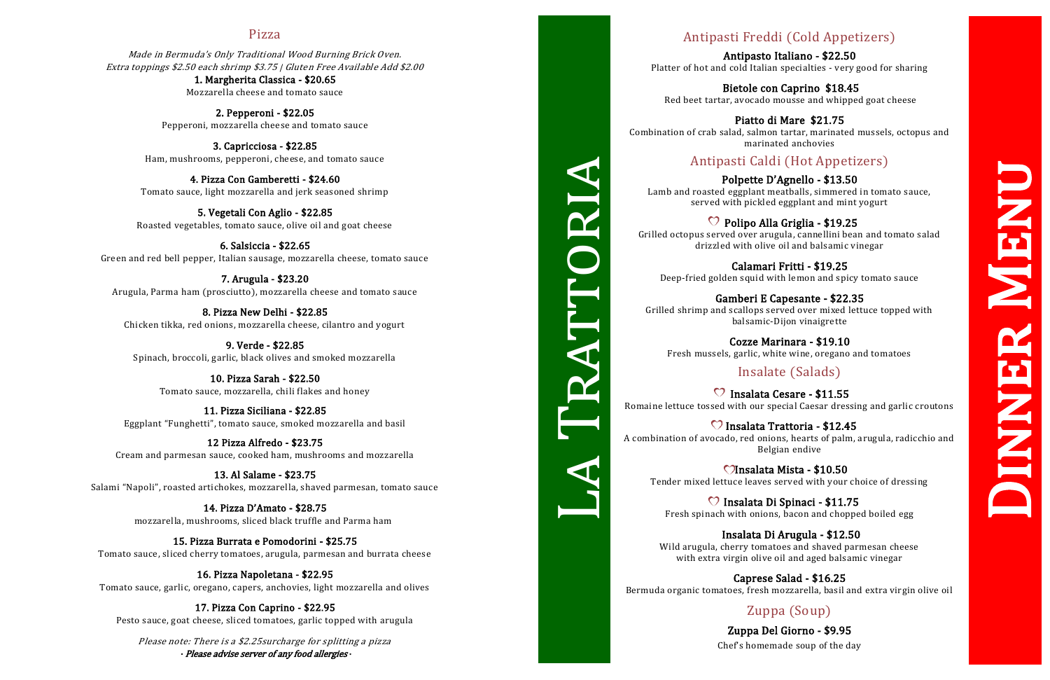## Pizza

*Made in Bermuda's Only Traditional Wood Burning Brick Oven.*
*Extra toppings $2.50 each shrimp $3.75 | Gluten Free Available Add $2.00*

**1. Margherita Classica - $20.65**
Mozzarella cheese and tomato sauce

**2. Pepperoni - $22.05**
Pepperoni, mozzarella cheese and tomato sauce

**3. Capricciosa - $22.85**
Ham, mushrooms, pepperoni, cheese, and tomato sauce

**4. Pizza Con Gamberetti - $24.60**
Tomato sauce, light mozzarella and jerk seasoned shrimp

**5. Vegetali Con Aglio - $22.85**
Roasted vegetables, tomato sauce, olive oil and goat cheese

**6. Salsiccia - $22.65**
Green and red bell pepper, Italian sausage, mozzarella cheese, tomato sauce

**7. Arugula - $23.20**
Arugula, Parma ham (prosciutto), mozzarella cheese and tomato sauce

**8. Pizza New Delhi - $22.85**
Chicken tikka, red onions, mozzarella cheese, cilantro and yogurt

**9. Verde - $22.85**
Spinach, broccoli, garlic, black olives and smoked mozzarella

**10. Pizza Sarah - $22.50**
Tomato sauce, mozzarella, chili flakes and honey

**11. Pizza Siciliana - $22.85**
Eggplant "Funghetti", tomato sauce, smoked mozzarella and basil

**12 Pizza Alfredo - $23.75**
Cream and parmesan sauce, cooked ham, mushrooms and mozzarella

**13. Al Salame - $23.75**
Salami "Napoli", roasted artichokes, mozzarella, shaved parmesan, tomato sauce

**14. Pizza D'Amato - $28.75**
mozzarella, mushrooms, sliced black truffle and Parma ham

**15. Pizza Burrata e Pomodorini - $25.75**
Tomato sauce, sliced cherry tomatoes, arugula, parmesan and burrata cheese

**16. Pizza Napoletana - $22.95**
Tomato sauce, garlic, oregano, capers, anchovies, light mozzarella and olives

**17. Pizza Con Caprino - $22.95**
Pesto sauce, goat cheese, sliced tomatoes, garlic topped with arugula

*Please note: There is a $2.25surcharge for splitting a pizza*
***· Please advise server of any food allergies ·***

# La Trattoria

## Antipasti Freddi (Cold Appetizers)

**Antipasto Italiano - $22.50**
Platter of hot and cold Italian specialties - very good for sharing

**Bietole con Caprino $18.45**
Red beet tartar, avocado mousse and whipped goat cheese

**Piatto di Mare $21.75**
Combination of crab salad, salmon tartar, marinated mussels, octopus and marinated anchovies

## Antipasti Caldi (Hot Appetizers)

**Polpette D'Agnello - $13.50**
Lamb and roasted eggplant meatballs, simmered in tomato sauce, served with pickled eggplant and mint yogurt

♡ **Polipo Alla Griglia - $19.25**
Grilled octopus served over arugula, cannellini bean and tomato salad drizzled with olive oil and balsamic vinegar

**Calamari Fritti - $19.25**
Deep-fried golden squid with lemon and spicy tomato sauce

**Gamberi E Capesante - $22.35**
Grilled shrimp and scallops served over mixed lettuce topped with balsamic-Dijon vinaigrette

**Cozze Marinara - $19.10**
Fresh mussels, garlic, white wine, oregano and tomatoes

## Insalate (Salads)

♡ **Insalata Cesare - $11.55**
Romaine lettuce tossed with our special Caesar dressing and garlic croutons

♡ **Insalata Trattoria - $12.45**
A combination of avocado, red onions, hearts of palm, arugula, radicchio and Belgian endive

♡**Insalata Mista - $10.50**
Tender mixed lettuce leaves served with your choice of dressing

♡ **Insalata Di Spinaci - $11.75**
Fresh spinach with onions, bacon and chopped boiled egg

**Insalata Di Arugula - $12.50**
Wild arugula, cherry tomatoes and shaved parmesan cheese with extra virgin olive oil and aged balsamic vinegar

**Caprese Salad - $16.25**
Bermuda organic tomatoes, fresh mozzarella, basil and extra virgin olive oil

## Zuppa (Soup)

**Zuppa Del Giorno - $9.95**
Chef's homemade soup of the day

# Dinner Menu